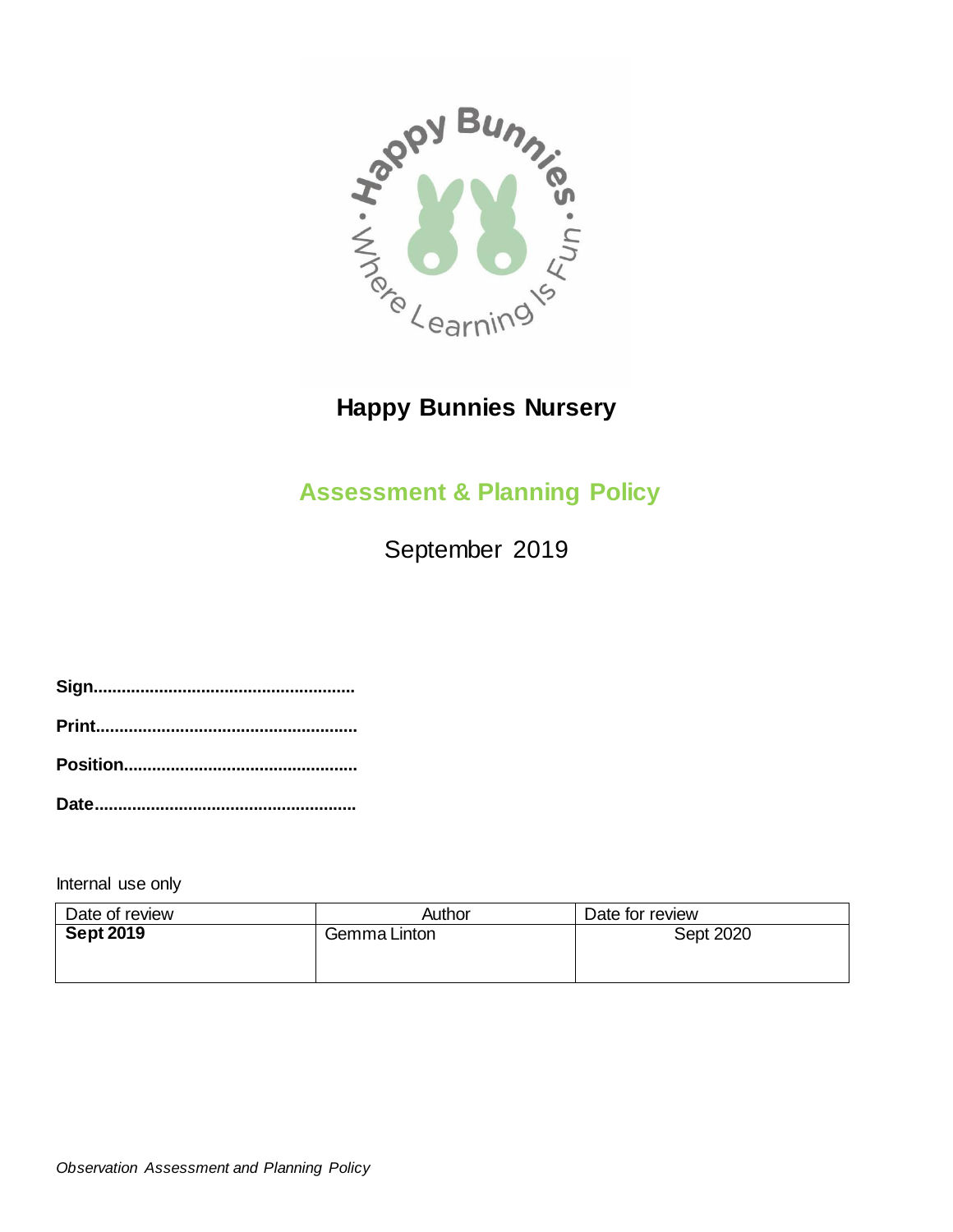# Happy Bunnies Nursery

## Assessment & Planning Policy

September 2019

**Sign.......................................................**

**Print.......................................................**

**Position.................................................**

**Date.......................................................**

Internal use only

| Date of review | Author | Date for review |
|---|---|---|
| **Sept 2019** | Gemma Linton | Sept 2020 |

*Observation Assessment and Planning Policy*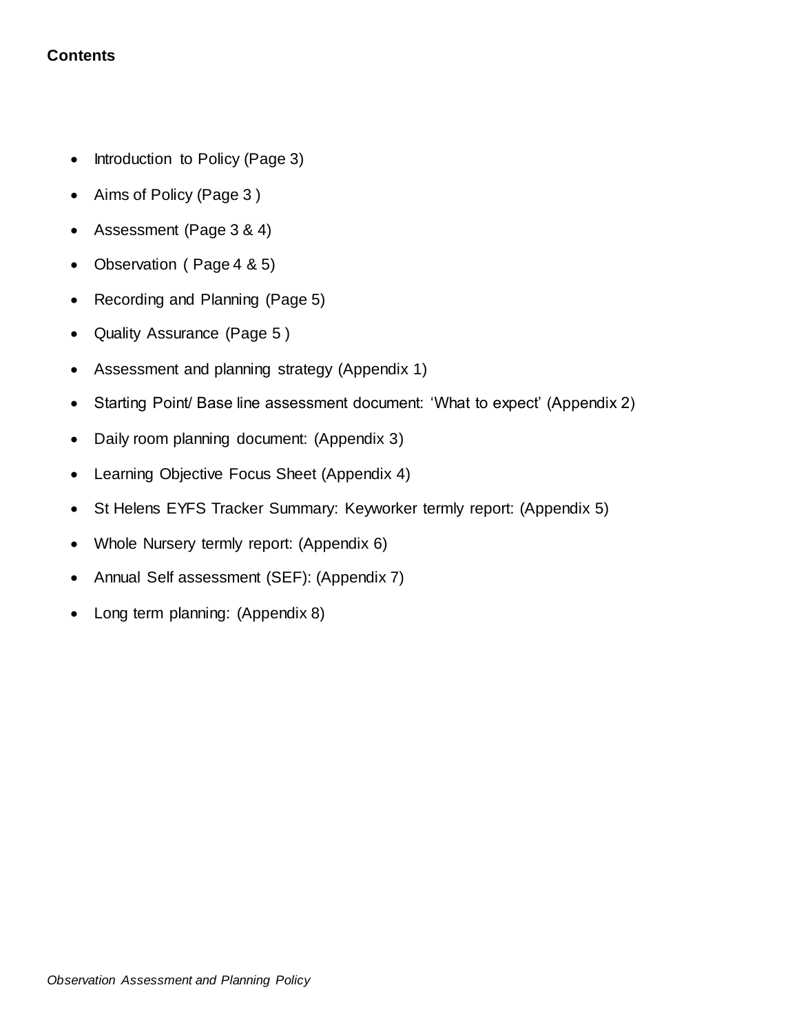**Contents**

- Introduction to Policy (Page 3)
- Aims of Policy (Page 3 )
- Assessment (Page 3 & 4)
- Observation ( Page 4 & 5)
- Recording and Planning (Page 5)
- Quality Assurance (Page 5 )
- Assessment and planning strategy (Appendix 1)
- Starting Point/ Base line assessment document: 'What to expect' (Appendix 2)
- Daily room planning document: (Appendix 3)
- Learning Objective Focus Sheet (Appendix 4)
- St Helens EYFS Tracker Summary: Keyworker termly report: (Appendix 5)
- Whole Nursery termly report: (Appendix 6)
- Annual Self assessment (SEF): (Appendix 7)
- Long term planning: (Appendix 8)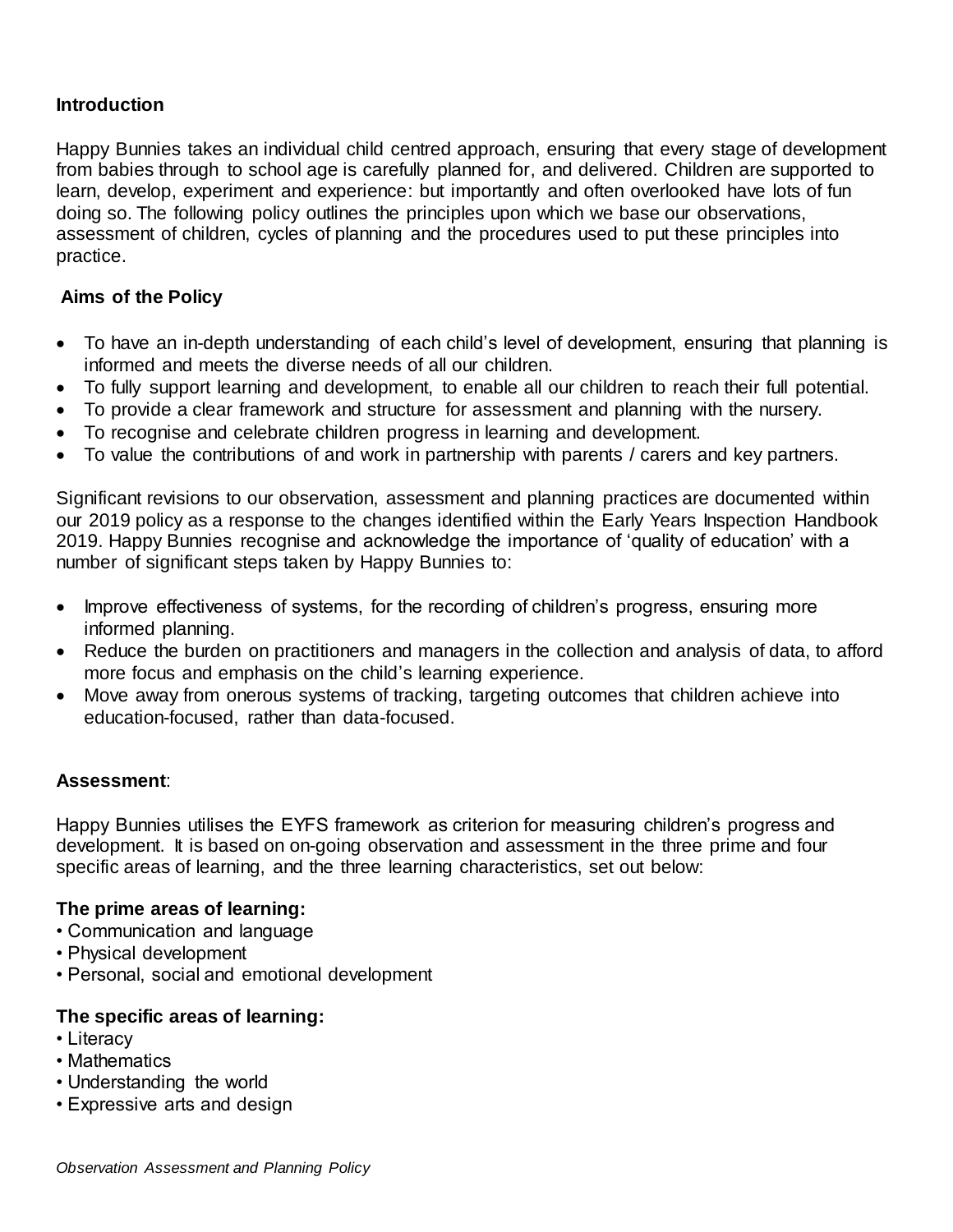## Introduction

Happy Bunnies takes an individual child centred approach, ensuring that every stage of development from babies through to school age is carefully planned for, and delivered. Children are supported to learn, develop, experiment and experience: but importantly and often overlooked have lots of fun doing so. The following policy outlines the principles upon which we base our observations, assessment of children, cycles of planning and the procedures used to put these principles into practice.

## Aims of the Policy

- To have an in-depth understanding of each child's level of development, ensuring that planning is informed and meets the diverse needs of all our children.
- To fully support learning and development, to enable all our children to reach their full potential.
- To provide a clear framework and structure for assessment and planning with the nursery.
- To recognise and celebrate children progress in learning and development.
- To value the contributions of and work in partnership with parents / carers and key partners.

Significant revisions to our observation, assessment and planning practices are documented within our 2019 policy as a response to the changes identified within the Early Years Inspection Handbook 2019. Happy Bunnies recognise and acknowledge the importance of 'quality of education' with a number of significant steps taken by Happy Bunnies to:

- Improve effectiveness of systems, for the recording of children's progress, ensuring more informed planning.
- Reduce the burden on practitioners and managers in the collection and analysis of data, to afford more focus and emphasis on the child's learning experience.
- Move away from onerous systems of tracking, targeting outcomes that children achieve into education-focused, rather than data-focused.

## Assessment:

Happy Bunnies utilises the EYFS framework as criterion for measuring children's progress and development. It is based on on-going observation and assessment in the three prime and four specific areas of learning, and the three learning characteristics, set out below:

**The prime areas of learning:**

- Communication and language
- Physical development
- Personal, social and emotional development

**The specific areas of learning:**

- Literacy
- Mathematics
- Understanding the world
- Expressive arts and design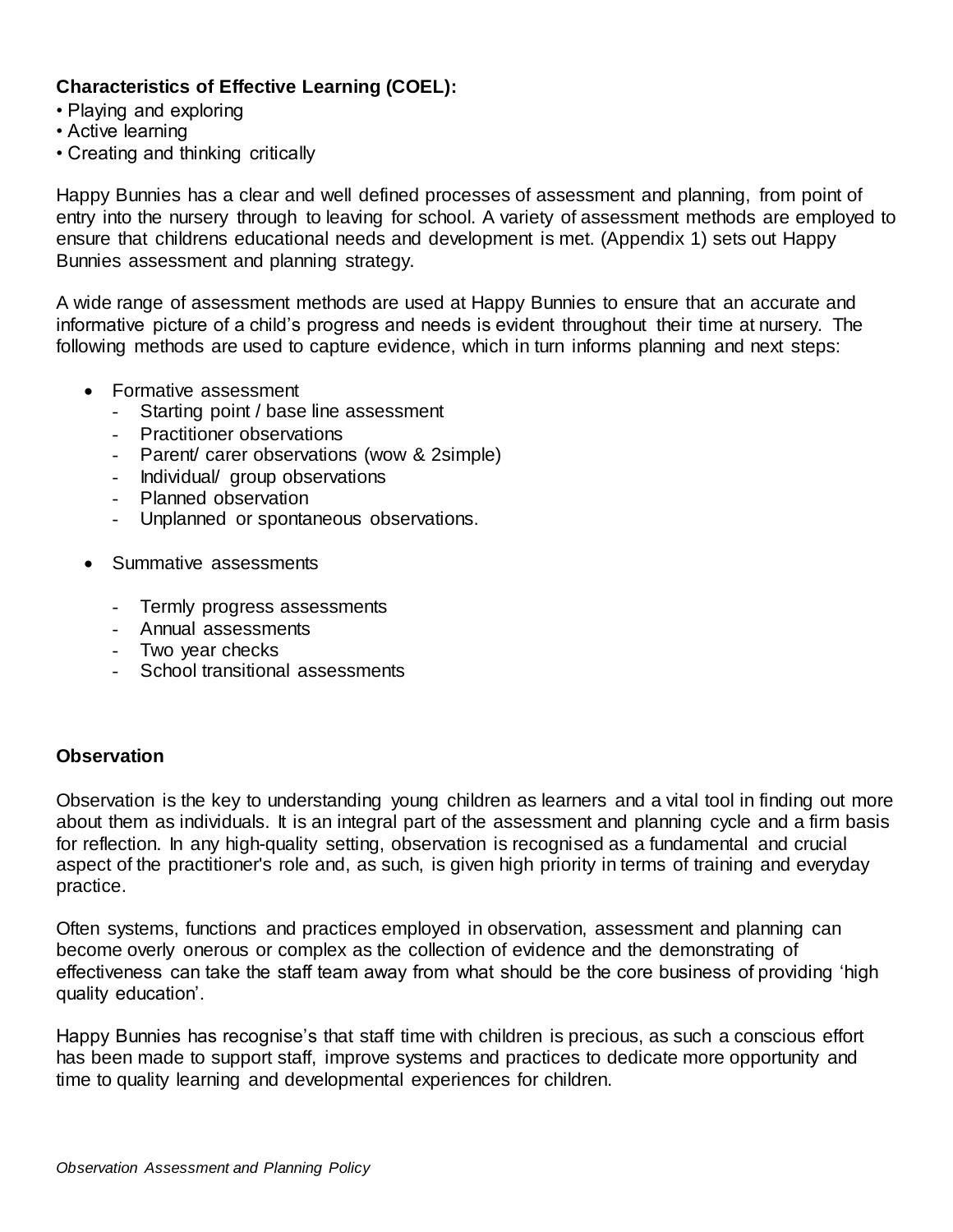**Characteristics of Effective Learning (COEL):**

- Playing and exploring
- Active learning
- Creating and thinking critically

Happy Bunnies has a clear and well defined processes of assessment and planning, from point of entry into the nursery through to leaving for school. A variety of assessment methods are employed to ensure that childrens educational needs and development is met. (Appendix 1) sets out Happy Bunnies assessment and planning strategy.

A wide range of assessment methods are used at Happy Bunnies to ensure that an accurate and informative picture of a child's progress and needs is evident throughout their time at nursery. The following methods are used to capture evidence, which in turn informs planning and next steps:

- Formative assessment
  - Starting point / base line assessment
  - Practitioner observations
  - Parent/ carer observations (wow & 2simple)
  - Individual/ group observations
  - Planned observation
  - Unplanned or spontaneous observations.

- Summative assessments
  - Termly progress assessments
  - Annual assessments
  - Two year checks
  - School transitional assessments

**Observation**

Observation is the key to understanding young children as learners and a vital tool in finding out more about them as individuals. It is an integral part of the assessment and planning cycle and a firm basis for reflection. In any high-quality setting, observation is recognised as a fundamental and crucial aspect of the practitioner's role and, as such, is given high priority in terms of training and everyday practice.

Often systems, functions and practices employed in observation, assessment and planning can become overly onerous or complex as the collection of evidence and the demonstrating of effectiveness can take the staff team away from what should be the core business of providing 'high quality education'.

Happy Bunnies has recognise's that staff time with children is precious, as such a conscious effort has been made to support staff, improve systems and practices to dedicate more opportunity and time to quality learning and developmental experiences for children.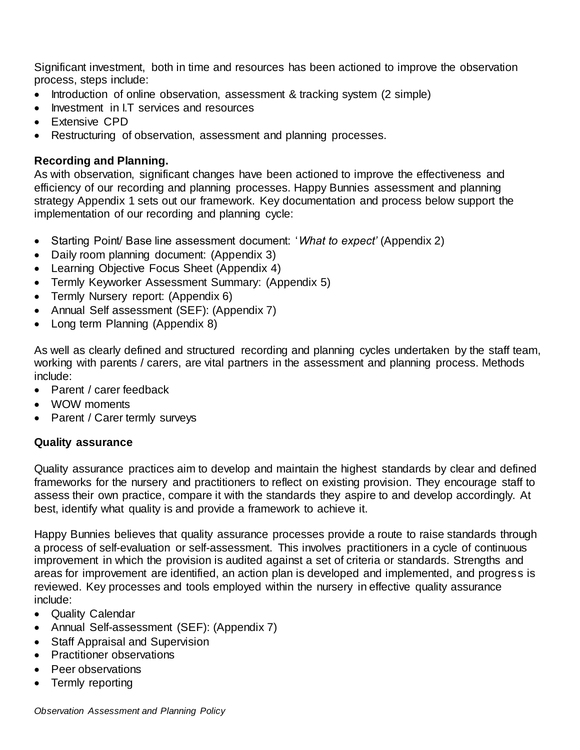Significant investment, both in time and resources has been actioned to improve the observation process, steps include:

- Introduction of online observation, assessment & tracking system (2 simple)
- Investment in I.T services and resources
- Extensive CPD
- Restructuring of observation, assessment and planning processes.

**Recording and Planning.**

As with observation, significant changes have been actioned to improve the effectiveness and efficiency of our recording and planning processes. Happy Bunnies assessment and planning strategy Appendix 1 sets out our framework. Key documentation and process below support the implementation of our recording and planning cycle:

- Starting Point/ Base line assessment document: '*What to expect'* (Appendix 2)
- Daily room planning document: (Appendix 3)
- Learning Objective Focus Sheet (Appendix 4)
- Termly Keyworker Assessment Summary: (Appendix 5)
- Termly Nursery report: (Appendix 6)
- Annual Self assessment (SEF): (Appendix 7)
- Long term Planning (Appendix 8)

As well as clearly defined and structured recording and planning cycles undertaken by the staff team, working with parents / carers, are vital partners in the assessment and planning process. Methods include:

- Parent / carer feedback
- WOW moments
- Parent / Carer termly surveys

**Quality assurance**

Quality assurance practices aim to develop and maintain the highest standards by clear and defined frameworks for the nursery and practitioners to reflect on existing provision. They encourage staff to assess their own practice, compare it with the standards they aspire to and develop accordingly. At best, identify what quality is and provide a framework to achieve it.

Happy Bunnies believes that quality assurance processes provide a route to raise standards through a process of self-evaluation or self-assessment. This involves practitioners in a cycle of continuous improvement in which the provision is audited against a set of criteria or standards. Strengths and areas for improvement are identified, an action plan is developed and implemented, and progress is reviewed. Key processes and tools employed within the nursery in effective quality assurance include:

- Quality Calendar
- Annual Self-assessment (SEF): (Appendix 7)
- Staff Appraisal and Supervision
- Practitioner observations
- Peer observations
- Termly reporting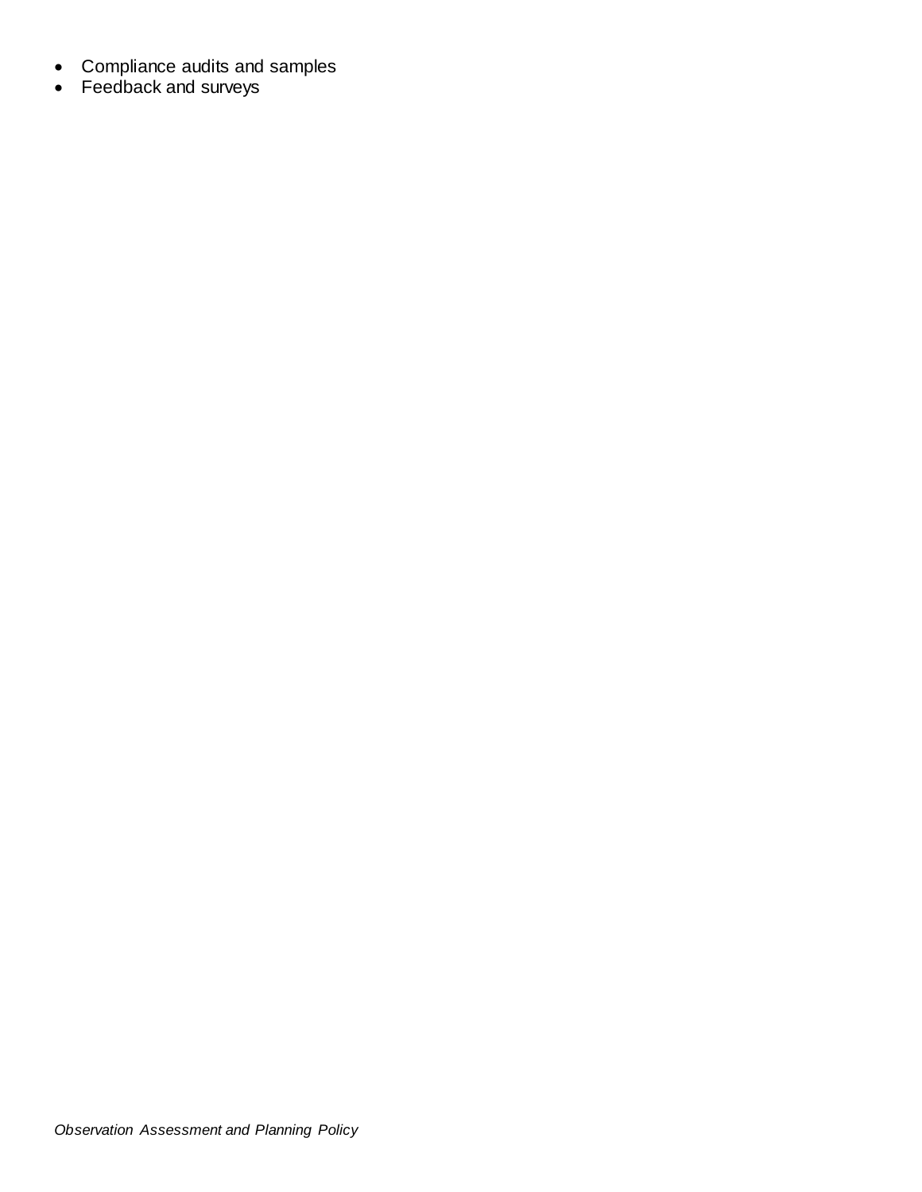- Compliance audits and samples
- Feedback and surveys